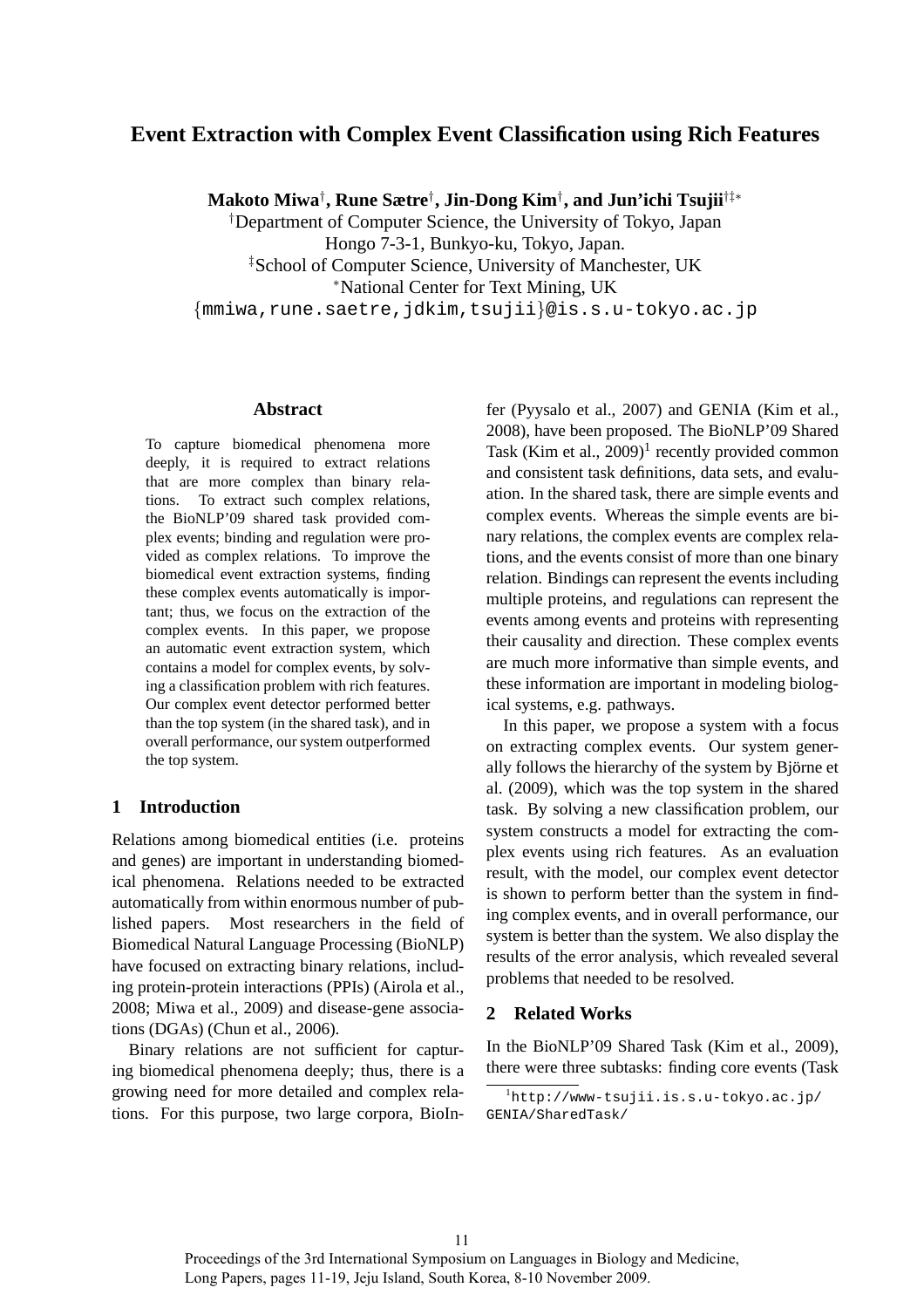# Event Extraction with Complex Event Classification using Rich Features

**Makoto Miwa**[†]**, Rune Sætre**[†]**, Jin-Dong Kim**[†]**, and Jun'ichi Tsujii**[†‡*]

[†]Department of Computer Science, the University of Tokyo, Japan
Hongo 7-3-1, Bunkyo-ku, Tokyo, Japan.
[‡]School of Computer Science, University of Manchester, UK
[*]National Center for Text Mining, UK
{mmiwa,rune.saetre,jdkim,tsujii}@is.s.u-tokyo.ac.jp

## Abstract

To capture biomedical phenomena more deeply, it is required to extract relations that are more complex than binary relations. To extract such complex relations, the BioNLP'09 shared task provided complex events; binding and regulation were provided as complex relations. To improve the biomedical event extraction systems, finding these complex events automatically is important; thus, we focus on the extraction of the complex events. In this paper, we propose an automatic event extraction system, which contains a model for complex events, by solving a classification problem with rich features. Our complex event detector performed better than the top system (in the shared task), and in overall performance, our system outperformed the top system.

## 1 Introduction

Relations among biomedical entities (i.e. proteins and genes) are important in understanding biomedical phenomena. Relations needed to be extracted automatically from within enormous number of published papers. Most researchers in the field of Biomedical Natural Language Processing (BioNLP) have focused on extracting binary relations, including protein-protein interactions (PPIs) (Airola et al., 2008; Miwa et al., 2009) and disease-gene associations (DGAs) (Chun et al., 2006).

Binary relations are not sufficient for capturing biomedical phenomena deeply; thus, there is a growing need for more detailed and complex relations. For this purpose, two large corpora, BioInfer (Pyysalo et al., 2007) and GENIA (Kim et al., 2008), have been proposed. The BioNLP'09 Shared Task (Kim et al., 2009)[1] recently provided common and consistent task definitions, data sets, and evaluation. In the shared task, there are simple events and complex events. Whereas the simple events are binary relations, the complex events are complex relations, and the events consist of more than one binary relation. Bindings can represent the events including multiple proteins, and regulations can represent the events among events and proteins with representing their causality and direction. These complex events are much more informative than simple events, and these information are important in modeling biological systems, e.g. pathways.

In this paper, we propose a system with a focus on extracting complex events. Our system generally follows the hierarchy of the system by Björne et al. (2009), which was the top system in the shared task. By solving a new classification problem, our system constructs a model for extracting the complex events using rich features. As an evaluation result, with the model, our complex event detector is shown to perform better than the system in finding complex events, and in overall performance, our system is better than the system. We also display the results of the error analysis, which revealed several problems that needed to be resolved.

## 2 Related Works

In the BioNLP'09 Shared Task (Kim et al., 2009), there were three subtasks: finding core events (Task

[1]http://www-tsujii.is.s.u-tokyo.ac.jp/GENIA/SharedTask/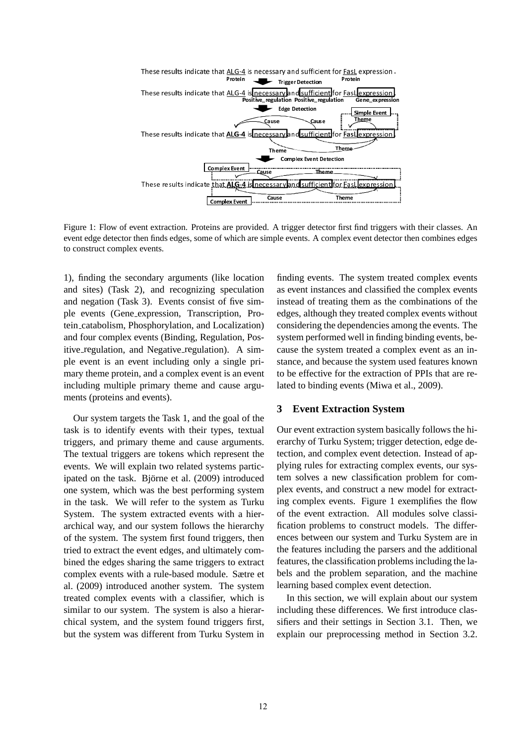Figure 1: Flow of event extraction. Proteins are provided. A trigger detector first find triggers with their classes. An event edge detector then finds edges, some of which are simple events. A complex event detector then combines edges to construct complex events.

1), finding the secondary arguments (like location and sites) (Task 2), and recognizing speculation and negation (Task 3). Events consist of five simple events (Gene_expression, Transcription, Protein_catabolism, Phosphorylation, and Localization) and four complex events (Binding, Regulation, Positive_regulation, and Negative_regulation). A simple event is an event including only a single primary theme protein, and a complex event is an event including multiple primary theme and cause arguments (proteins and events).

Our system targets the Task 1, and the goal of the task is to identify events with their types, textual triggers, and primary theme and cause arguments. The textual triggers are tokens which represent the events. We will explain two related systems participated on the task. Björne et al. (2009) introduced one system, which was the best performing system in the task. We will refer to the system as Turku System. The system extracted events with a hierarchical way, and our system follows the hierarchy of the system. The system first found triggers, then tried to extract the event edges, and ultimately combined the edges sharing the same triggers to extract complex events with a rule-based module. Sætre et al. (2009) introduced another system. The system treated complex events with a classifier, which is similar to our system. The system is also a hierarchical system, and the system found triggers first, but the system was different from Turku System in finding events. The system treated complex events as event instances and classified the complex events instead of treating them as the combinations of the edges, although they treated complex events without considering the dependencies among the events. The system performed well in finding binding events, because the system treated a complex event as an instance, and because the system used features known to be effective for the extraction of PPIs that are related to binding events (Miwa et al., 2009).

## 3 Event Extraction System

Our event extraction system basically follows the hierarchy of Turku System; trigger detection, edge detection, and complex event detection. Instead of applying rules for extracting complex events, our system solves a new classification problem for complex events, and construct a new model for extracting complex events. Figure 1 exemplifies the flow of the event extraction. All modules solve classification problems to construct models. The differences between our system and Turku System are in the features including the parsers and the additional features, the classification problems including the labels and the problem separation, and the machine learning based complex event detection.

In this section, we will explain about our system including these differences. We first introduce classifiers and their settings in Section 3.1. Then, we explain our preprocessing method in Section 3.2.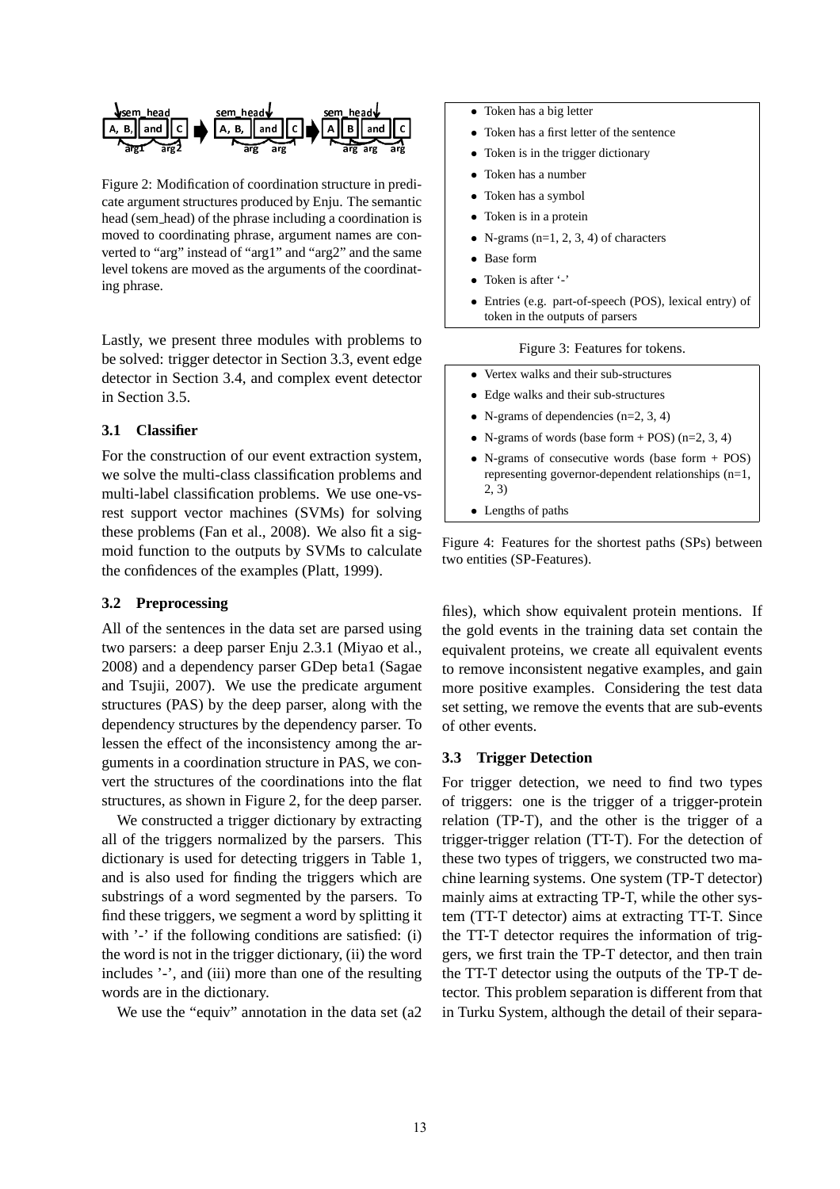Figure 2: Modification of coordination structure in predicate argument structures produced by Enju. The semantic head (sem_head) of the phrase including a coordination is moved to coordinating phrase, argument names are converted to "arg" instead of "arg1" and "arg2" and the same level tokens are moved as the arguments of the coordinating phrase.

Lastly, we present three modules with problems to be solved: trigger detector in Section 3.3, event edge detector in Section 3.4, and complex event detector in Section 3.5.

### 3.1 Classifier

For the construction of our event extraction system, we solve the multi-class classification problems and multi-label classification problems. We use one-vs-rest support vector machines (SVMs) for solving these problems (Fan et al., 2008). We also fit a sigmoid function to the outputs by SVMs to calculate the confidences of the examples (Platt, 1999).

### 3.2 Preprocessing

All of the sentences in the data set are parsed using two parsers: a deep parser Enju 2.3.1 (Miyao et al., 2008) and a dependency parser GDep beta1 (Sagae and Tsujii, 2007). We use the predicate argument structures (PAS) by the deep parser, along with the dependency structures by the dependency parser. To lessen the effect of the inconsistency among the arguments in a coordination structure in PAS, we convert the structures of the coordinations into the flat structures, as shown in Figure 2, for the deep parser.

We constructed a trigger dictionary by extracting all of the triggers normalized by the parsers. This dictionary is used for detecting triggers in Table 1, and is also used for finding the triggers which are substrings of a word segmented by the parsers. To find these triggers, we segment a word by splitting it with '-' if the following conditions are satisfied: (i) the word is not in the trigger dictionary, (ii) the word includes '-', and (iii) more than one of the resulting words are in the dictionary.

We use the "equiv" annotation in the data set (a2 files), which show equivalent protein mentions. If the gold events in the training data set contain the equivalent proteins, we create all equivalent events to remove inconsistent negative examples, and gain more positive examples. Considering the test data set setting, we remove the events that are sub-events of other events.

- Token has a big letter
- Token has a first letter of the sentence
- Token is in the trigger dictionary
- Token has a number
- Token has a symbol
- Token is in a protein
- N-grams (n=1, 2, 3, 4) of characters
- Base form
- Token is after '-'
- Entries (e.g. part-of-speech (POS), lexical entry) of token in the outputs of parsers

Figure 3: Features for tokens.

- Vertex walks and their sub-structures
- Edge walks and their sub-structures
- N-grams of dependencies (n=2, 3, 4)
- N-grams of words (base form + POS) (n=2, 3, 4)
- N-grams of consecutive words (base form + POS) representing governor-dependent relationships (n=1, 2, 3)
- Lengths of paths

Figure 4: Features for the shortest paths (SPs) between two entities (SP-Features).

### 3.3 Trigger Detection

For trigger detection, we need to find two types of triggers: one is the trigger of a trigger-protein relation (TP-T), and the other is the trigger of a trigger-trigger relation (TT-T). For the detection of these two types of triggers, we constructed two machine learning systems. One system (TP-T detector) mainly aims at extracting TP-T, while the other system (TT-T detector) aims at extracting TT-T. Since the TT-T detector requires the information of triggers, we first train the TP-T detector, and then train the TT-T detector using the outputs of the TP-T detector. This problem separation is different from that in Turku System, although the detail of their separa-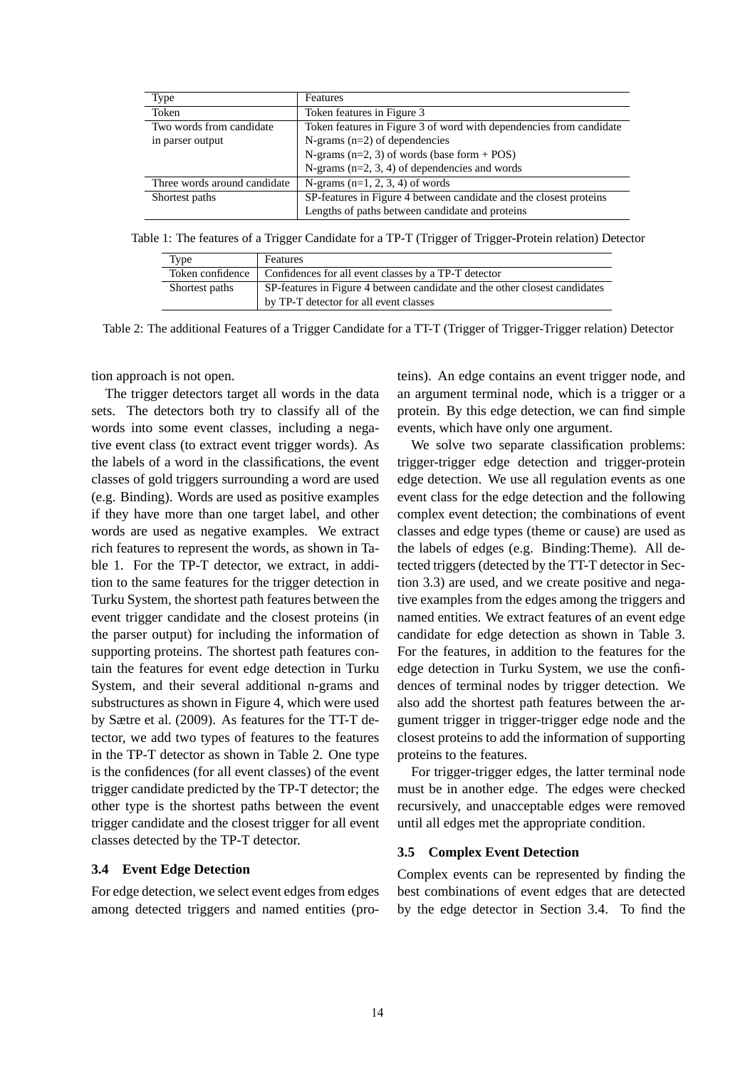| Type | Features |
| --- | --- |
| Token | Token features in Figure 3 |
| Two words from candidate in parser output | Token features in Figure 3 of word with dependencies from candidate |
| | N-grams (n=2) of dependencies |
| | N-grams (n=2, 3) of words (base form + POS) |
| | N-grams (n=2, 3, 4) of dependencies and words |
| Three words around candidate | N-grams (n=1, 2, 3, 4) of words |
| Shortest paths | SP-features in Figure 4 between candidate and the closest proteins |
| | Lengths of paths between candidate and proteins |

Table 1: The features of a Trigger Candidate for a TP-T (Trigger of Trigger-Protein relation) Detector

| Type | Features |
| --- | --- |
| Token confidence | Confidences for all event classes by a TP-T detector |
| Shortest paths | SP-features in Figure 4 between candidate and the other closest candidates by TP-T detector for all event classes |

Table 2: The additional Features of a Trigger Candidate for a TT-T (Trigger of Trigger-Trigger relation) Detector

tion approach is not open.

The trigger detectors target all words in the data sets. The detectors both try to classify all of the words into some event classes, including a negative event class (to extract event trigger words). As the labels of a word in the classifications, the event classes of gold triggers surrounding a word are used (e.g. Binding). Words are used as positive examples if they have more than one target label, and other words are used as negative examples. We extract rich features to represent the words, as shown in Table 1. For the TP-T detector, we extract, in addition to the same features for the trigger detection in Turku System, the shortest path features between the event trigger candidate and the closest proteins (in the parser output) for including the information of supporting proteins. The shortest path features contain the features for event edge detection in Turku System, and their several additional n-grams and substructures as shown in Figure 4, which were used by Sætre et al. (2009). As features for the TT-T detector, we add two types of features to the features in the TP-T detector as shown in Table 2. One type is the confidences (for all event classes) of the event trigger candidate predicted by the TP-T detector; the other type is the shortest paths between the event trigger candidate and the closest trigger for all event classes detected by the TP-T detector.

### 3.4 Event Edge Detection

For edge detection, we select event edges from edges among detected triggers and named entities (proteins). An edge contains an event trigger node, and an argument terminal node, which is a trigger or a protein. By this edge detection, we can find simple events, which have only one argument.

We solve two separate classification problems: trigger-trigger edge detection and trigger-protein edge detection. We use all regulation events as one event class for the edge detection and the following complex event detection; the combinations of event classes and edge types (theme or cause) are used as the labels of edges (e.g. Binding:Theme). All detected triggers (detected by the TT-T detector in Section 3.3) are used, and we create positive and negative examples from the edges among the triggers and named entities. We extract features of an event edge candidate for edge detection as shown in Table 3. For the features, in addition to the features for the edge detection in Turku System, we use the confidences of terminal nodes by trigger detection. We also add the shortest path features between the argument trigger in trigger-trigger edge node and the closest proteins to add the information of supporting proteins to the features.

For trigger-trigger edges, the latter terminal node must be in another edge. The edges were checked recursively, and unacceptable edges were removed until all edges met the appropriate condition.

### 3.5 Complex Event Detection

Complex events can be represented by finding the best combinations of event edges that are detected by the edge detector in Section 3.4. To find the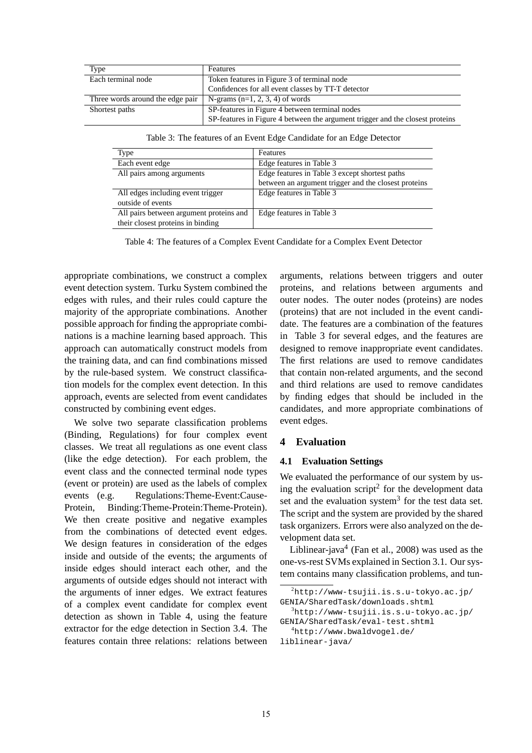| Type | Features |
|---|---|
| Each terminal node | Token features in Figure 3 of terminal node |
| | Confidences for all event classes by TT-T detector |
| Three words around the edge pair | N-grams (n=1, 2, 3, 4) of words |
| Shortest paths | SP-features in Figure 4 between terminal nodes |
| | SP-features in Figure 4 between the argument trigger and the closest proteins |

Table 3: The features of an Event Edge Candidate for an Edge Detector

| Type | Features |
|---|---|
| Each event edge | Edge features in Table 3 |
| All pairs among arguments | Edge features in Table 3 except shortest paths between an argument trigger and the closest proteins |
| All edges including event trigger outside of events | Edge features in Table 3 |
| All pairs between argument proteins and their closest proteins in binding | Edge features in Table 3 |

Table 4: The features of a Complex Event Candidate for a Complex Event Detector

appropriate combinations, we construct a complex event detection system. Turku System combined the edges with rules, and their rules could capture the majority of the appropriate combinations. Another possible approach for finding the appropriate combinations is a machine learning based approach. This approach can automatically construct models from the training data, and can find combinations missed by the rule-based system. We construct classification models for the complex event detection. In this approach, events are selected from event candidates constructed by combining event edges.

We solve two separate classification problems (Binding, Regulations) for four complex event classes. We treat all regulations as one event class (like the edge detection). For each problem, the event class and the connected terminal node types (event or protein) are used as the labels of complex events (e.g. Regulations:Theme-Event:Cause-Protein, Binding:Theme-Protein:Theme-Protein). We then create positive and negative examples from the combinations of detected event edges. We design features in consideration of the edges inside and outside of the events; the arguments of inside edges should interact each other, and the arguments of outside edges should not interact with the arguments of inner edges. We extract features of a complex event candidate for complex event detection as shown in Table 4, using the feature extractor for the edge detection in Section 3.4. The features contain three relations: relations between arguments, relations between triggers and outer proteins, and relations between arguments and outer nodes. The outer nodes (proteins) are nodes (proteins) that are not included in the event candidate. The features are a combination of the features in Table 3 for several edges, and the features are designed to remove inappropriate event candidates. The first relations are used to remove candidates that contain non-related arguments, and the second and third relations are used to remove candidates by finding edges that should be included in the candidates, and more appropriate combinations of event edges.

## 4 Evaluation

### 4.1 Evaluation Settings

We evaluated the performance of our system by using the evaluation script[2] for the development data set and the evaluation system[3] for the test data set. The script and the system are provided by the shared task organizers. Errors were also analyzed on the development data set.

Liblinear-java[4] (Fan et al., 2008) was used as the one-vs-rest SVMs explained in Section 3.1. Our system contains many classification problems, and tun-

[2] http://www-tsujii.is.s.u-tokyo.ac.jp/GENIA/SharedTask/downloads.shtml

[3] http://www-tsujii.is.s.u-tokyo.ac.jp/GENIA/SharedTask/eval-test.shtml

[4] http://www.bwaldvogel.de/liblinear-java/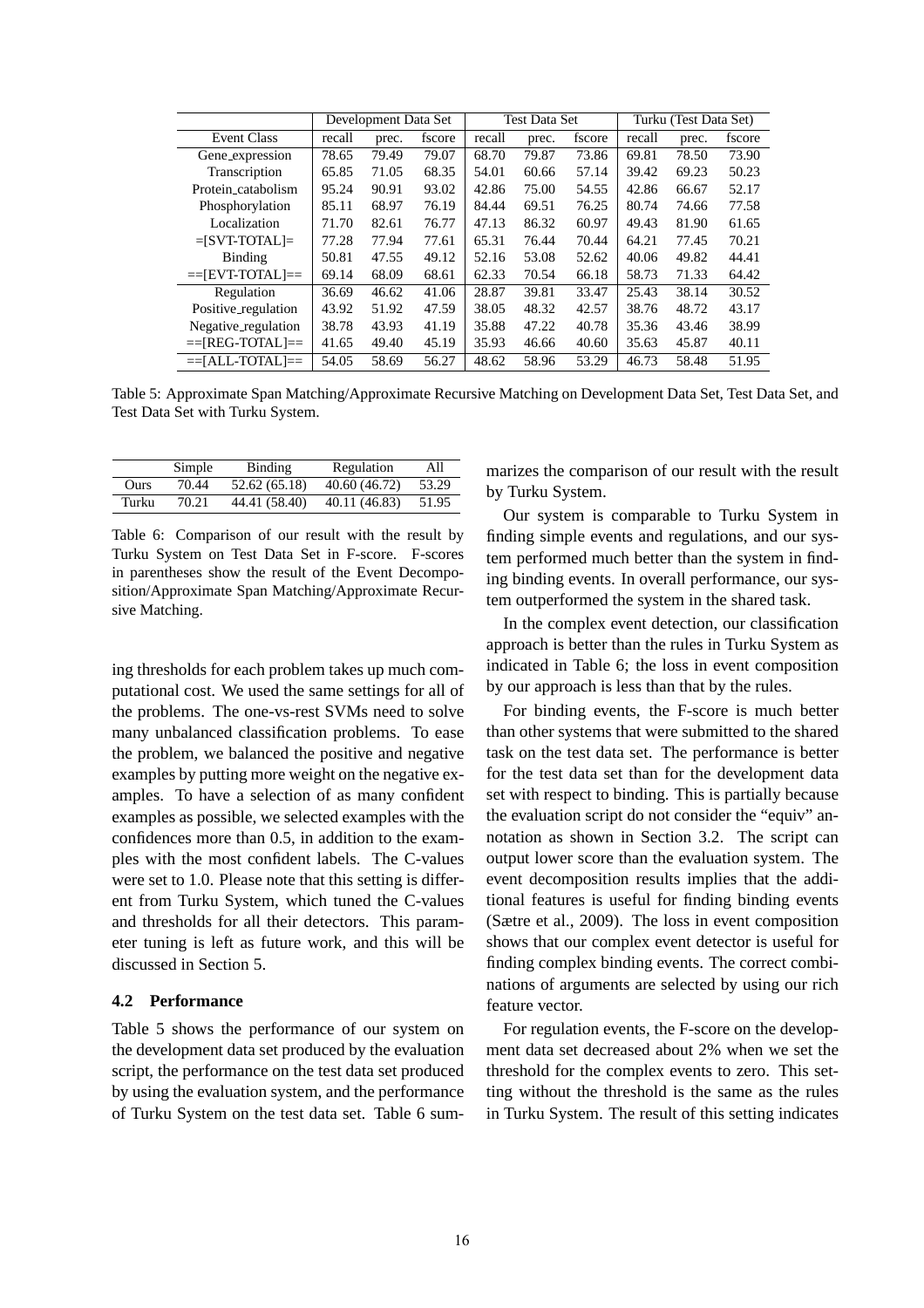| | Development Data Set | | | Test Data Set | | | Turku (Test Data Set) | | |
|---|---|---|---|---|---|---|---|---|---|
| Event Class | recall | prec. | fscore | recall | prec. | fscore | recall | prec. | fscore |
| Gene_expression | 78.65 | 79.49 | 79.07 | 68.70 | 79.87 | 73.86 | 69.81 | 78.50 | 73.90 |
| Transcription | 65.85 | 71.05 | 68.35 | 54.01 | 60.66 | 57.14 | 39.42 | 69.23 | 50.23 |
| Protein_catabolism | 95.24 | 90.91 | 93.02 | 42.86 | 75.00 | 54.55 | 42.86 | 66.67 | 52.17 |
| Phosphorylation | 85.11 | 68.97 | 76.19 | 84.44 | 69.51 | 76.25 | 80.74 | 74.66 | 77.58 |
| Localization | 71.70 | 82.61 | 76.77 | 47.13 | 86.32 | 60.97 | 49.43 | 81.90 | 61.65 |
| =[SVT-TOTAL]= | 77.28 | 77.94 | 77.61 | 65.31 | 76.44 | 70.44 | 64.21 | 77.45 | 70.21 |
| Binding | 50.81 | 47.55 | 49.12 | 52.16 | 53.08 | 52.62 | 40.06 | 49.82 | 44.41 |
| ==[EVT-TOTAL]== | 69.14 | 68.09 | 68.61 | 62.33 | 70.54 | 66.18 | 58.73 | 71.33 | 64.42 |
| Regulation | 36.69 | 46.62 | 41.06 | 28.87 | 39.81 | 33.47 | 25.43 | 38.14 | 30.52 |
| Positive_regulation | 43.92 | 51.92 | 47.59 | 38.05 | 48.32 | 42.57 | 38.76 | 48.72 | 43.17 |
| Negative_regulation | 38.78 | 43.93 | 41.19 | 35.88 | 47.22 | 40.78 | 35.36 | 43.46 | 38.99 |
| ==[REG-TOTAL]== | 41.65 | 49.40 | 45.19 | 35.93 | 46.66 | 40.60 | 35.63 | 45.87 | 40.11 |
| ==[ALL-TOTAL]== | 54.05 | 58.69 | 56.27 | 48.62 | 58.96 | 53.29 | 46.73 | 58.48 | 51.95 |

Table 5: Approximate Span Matching/Approximate Recursive Matching on Development Data Set, Test Data Set, and Test Data Set with Turku System.

| | Simple | Binding | Regulation | All |
|---|---|---|---|---|
| Ours | 70.44 | 52.62 (65.18) | 40.60 (46.72) | 53.29 |
| Turku | 70.21 | 44.41 (58.40) | 40.11 (46.83) | 51.95 |

Table 6: Comparison of our result with the result by Turku System on Test Data Set in F-score. F-scores in parentheses show the result of the Event Decomposition/Approximate Span Matching/Approximate Recursive Matching.

ing thresholds for each problem takes up much computational cost. We used the same settings for all of the problems. The one-vs-rest SVMs need to solve many unbalanced classification problems. To ease the problem, we balanced the positive and negative examples by putting more weight on the negative examples. To have a selection of as many confident examples as possible, we selected examples with the confidences more than 0.5, in addition to the examples with the most confident labels. The C-values were set to 1.0. Please note that this setting is different from Turku System, which tuned the C-values and thresholds for all their detectors. This parameter tuning is left as future work, and this will be discussed in Section 5.

### 4.2 Performance

Table 5 shows the performance of our system on the development data set produced by the evaluation script, the performance on the test data set produced by using the evaluation system, and the performance of Turku System on the test data set. Table 6 summarizes the comparison of our result with the result by Turku System.

Our system is comparable to Turku System in finding simple events and regulations, and our system performed much better than the system in finding binding events. In overall performance, our system outperformed the system in the shared task.

In the complex event detection, our classification approach is better than the rules in Turku System as indicated in Table 6; the loss in event composition by our approach is less than that by the rules.

For binding events, the F-score is much better than other systems that were submitted to the shared task on the test data set. The performance is better for the test data set than for the development data set with respect to binding. This is partially because the evaluation script do not consider the "equiv" annotation as shown in Section 3.2. The script can output lower score than the evaluation system. The event decomposition results implies that the additional features is useful for finding binding events (Sætre et al., 2009). The loss in event composition shows that our complex event detector is useful for finding complex binding events. The correct combinations of arguments are selected by using our rich feature vector.

For regulation events, the F-score on the development data set decreased about 2% when we set the threshold for the complex events to zero. This setting without the threshold is the same as the rules in Turku System. The result of this setting indicates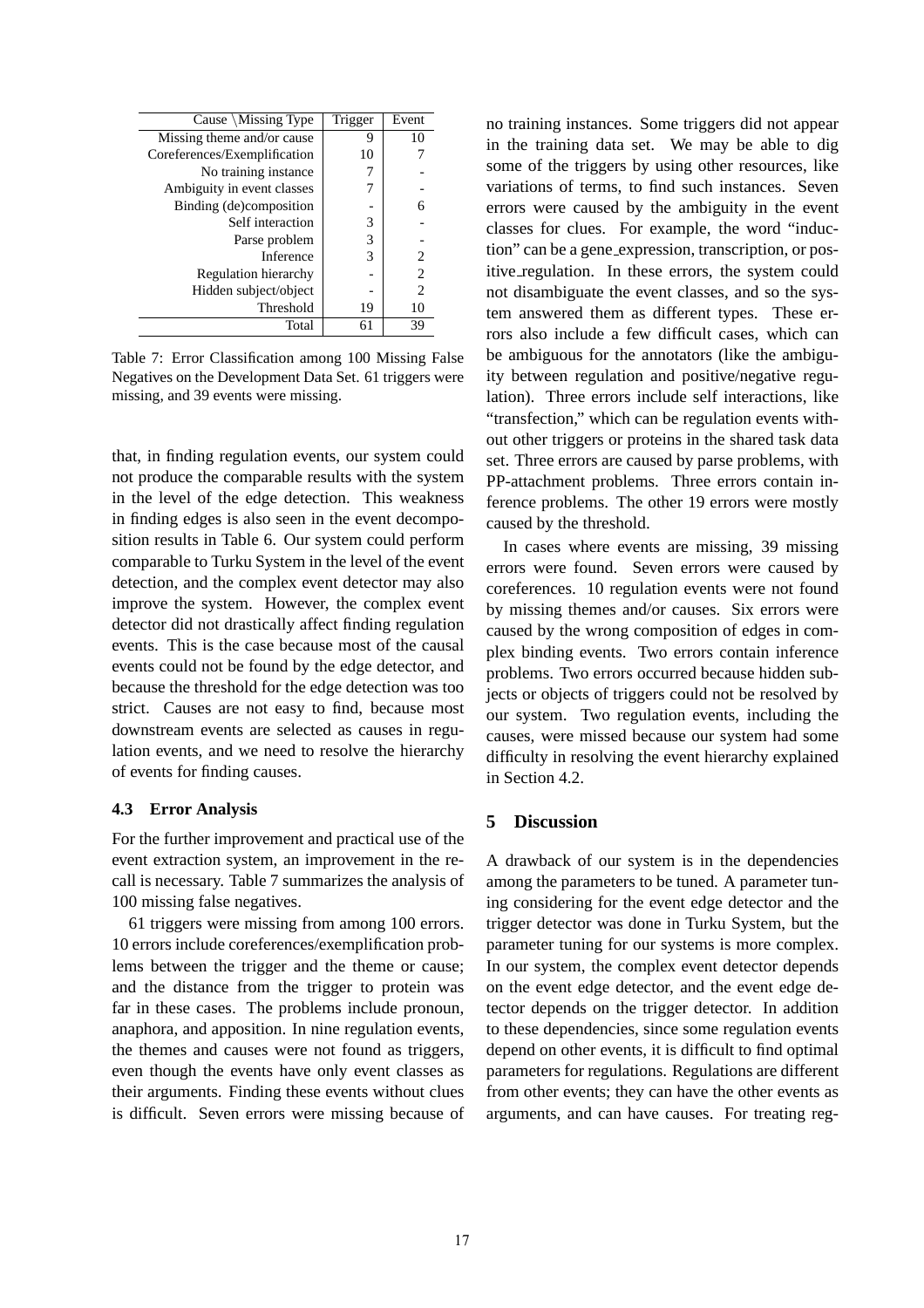| Cause \Missing Type | Trigger | Event |
|---|---|---|
| Missing theme and/or cause | 9 | 10 |
| Coreferences/Exemplification | 10 | 7 |
| No training instance | 7 | - |
| Ambiguity in event classes | 7 | - |
| Binding (de)composition | - | 6 |
| Self interaction | 3 | - |
| Parse problem | 3 | - |
| Inference | 3 | 2 |
| Regulation hierarchy | - | 2 |
| Hidden subject/object | - | 2 |
| Threshold | 19 | 10 |
| Total | 61 | 39 |

Table 7: Error Classification among 100 Missing False Negatives on the Development Data Set. 61 triggers were missing, and 39 events were missing.

that, in finding regulation events, our system could not produce the comparable results with the system in the level of the edge detection. This weakness in finding edges is also seen in the event decomposition results in Table 6. Our system could perform comparable to Turku System in the level of the event detection, and the complex event detector may also improve the system. However, the complex event detector did not drastically affect finding regulation events. This is the case because most of the causal events could not be found by the edge detector, and because the threshold for the edge detection was too strict. Causes are not easy to find, because most downstream events are selected as causes in regulation events, and we need to resolve the hierarchy of events for finding causes.

### 4.3 Error Analysis

For the further improvement and practical use of the event extraction system, an improvement in the recall is necessary. Table 7 summarizes the analysis of 100 missing false negatives.

61 triggers were missing from among 100 errors. 10 errors include coreferences/exemplification problems between the trigger and the theme or cause; and the distance from the trigger to protein was far in these cases. The problems include pronoun, anaphora, and apposition. In nine regulation events, the themes and causes were not found as triggers, even though the events have only event classes as their arguments. Finding these events without clues is difficult. Seven errors were missing because of no training instances. Some triggers did not appear in the training data set. We may be able to dig some of the triggers by using other resources, like variations of terms, to find such instances. Seven errors were caused by the ambiguity in the event classes for clues. For example, the word "induction" can be a gene_expression, transcription, or positive_regulation. In these errors, the system could not disambiguate the event classes, and so the system answered them as different types. These errors also include a few difficult cases, which can be ambiguous for the annotators (like the ambiguity between regulation and positive/negative regulation). Three errors include self interactions, like "transfection," which can be regulation events without other triggers or proteins in the shared task data set. Three errors are caused by parse problems, with PP-attachment problems. Three errors contain inference problems. The other 19 errors were mostly caused by the threshold.

In cases where events are missing, 39 missing errors were found. Seven errors were caused by coreferences. 10 regulation events were not found by missing themes and/or causes. Six errors were caused by the wrong composition of edges in complex binding events. Two errors contain inference problems. Two errors occurred because hidden subjects or objects of triggers could not be resolved by our system. Two regulation events, including the causes, were missed because our system had some difficulty in resolving the event hierarchy explained in Section 4.2.

## 5 Discussion

A drawback of our system is in the dependencies among the parameters to be tuned. A parameter tuning considering for the event edge detector and the trigger detector was done in Turku System, but the parameter tuning for our systems is more complex. In our system, the complex event detector depends on the event edge detector, and the event edge detector depends on the trigger detector. In addition to these dependencies, since some regulation events depend on other events, it is difficult to find optimal parameters for regulations. Regulations are different from other events; they can have the other events as arguments, and can have causes. For treating reg-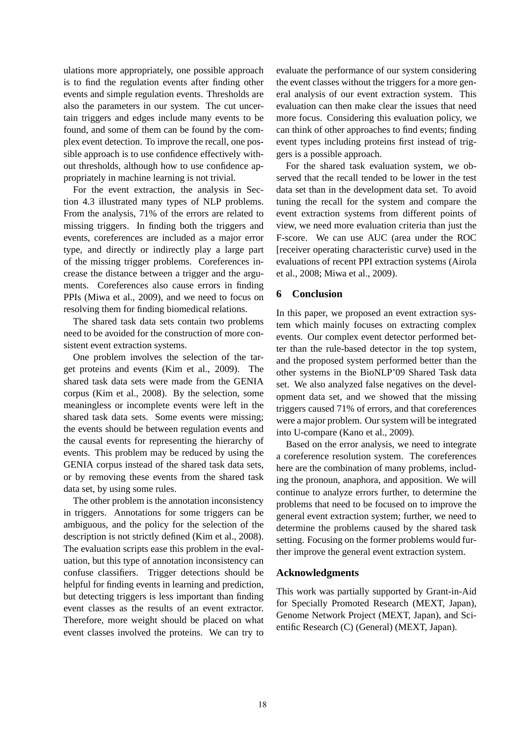ulations more appropriately, one possible approach is to find the regulation events after finding other events and simple regulation events. Thresholds are also the parameters in our system. The cut uncertain triggers and edges include many events to be found, and some of them can be found by the complex event detection. To improve the recall, one possible approach is to use confidence effectively without thresholds, although how to use confidence appropriately in machine learning is not trivial.

For the event extraction, the analysis in Section 4.3 illustrated many types of NLP problems. From the analysis, 71% of the errors are related to missing triggers. In finding both the triggers and events, coreferences are included as a major error type, and directly or indirectly play a large part of the missing trigger problems. Coreferences increase the distance between a trigger and the arguments. Coreferences also cause errors in finding PPIs (Miwa et al., 2009), and we need to focus on resolving them for finding biomedical relations.

The shared task data sets contain two problems need to be avoided for the construction of more consistent event extraction systems.

One problem involves the selection of the target proteins and events (Kim et al., 2009). The shared task data sets were made from the GENIA corpus (Kim et al., 2008). By the selection, some meaningless or incomplete events were left in the shared task data sets. Some events were missing; the events should be between regulation events and the causal events for representing the hierarchy of events. This problem may be reduced by using the GENIA corpus instead of the shared task data sets, or by removing these events from the shared task data set, by using some rules.

The other problem is the annotation inconsistency in triggers. Annotations for some triggers can be ambiguous, and the policy for the selection of the description is not strictly defined (Kim et al., 2008). The evaluation scripts ease this problem in the evaluation, but this type of annotation inconsistency can confuse classifiers. Trigger detections should be helpful for finding events in learning and prediction, but detecting triggers is less important than finding event classes as the results of an event extractor. Therefore, more weight should be placed on what event classes involved the proteins. We can try to evaluate the performance of our system considering the event classes without the triggers for a more general analysis of our event extraction system. This evaluation can then make clear the issues that need more focus. Considering this evaluation policy, we can think of other approaches to find events; finding event types including proteins first instead of triggers is a possible approach.

For the shared task evaluation system, we observed that the recall tended to be lower in the test data set than in the development data set. To avoid tuning the recall for the system and compare the event extraction systems from different points of view, we need more evaluation criteria than just the F-score. We can use AUC (area under the ROC [receiver operating characteristic curve) used in the evaluations of recent PPI extraction systems (Airola et al., 2008; Miwa et al., 2009).

## 6 Conclusion

In this paper, we proposed an event extraction system which mainly focuses on extracting complex events. Our complex event detector performed better than the rule-based detector in the top system, and the proposed system performed better than the other systems in the BioNLP'09 Shared Task data set. We also analyzed false negatives on the development data set, and we showed that the missing triggers caused 71% of errors, and that coreferences were a major problem. Our system will be integrated into U-compare (Kano et al., 2009).

Based on the error analysis, we need to integrate a coreference resolution system. The coreferences here are the combination of many problems, including the pronoun, anaphora, and apposition. We will continue to analyze errors further, to determine the problems that need to be focused on to improve the general event extraction system; further, we need to determine the problems caused by the shared task setting. Focusing on the former problems would further improve the general event extraction system.

## Acknowledgments

This work was partially supported by Grant-in-Aid for Specially Promoted Research (MEXT, Japan), Genome Network Project (MEXT, Japan), and Scientific Research (C) (General) (MEXT, Japan).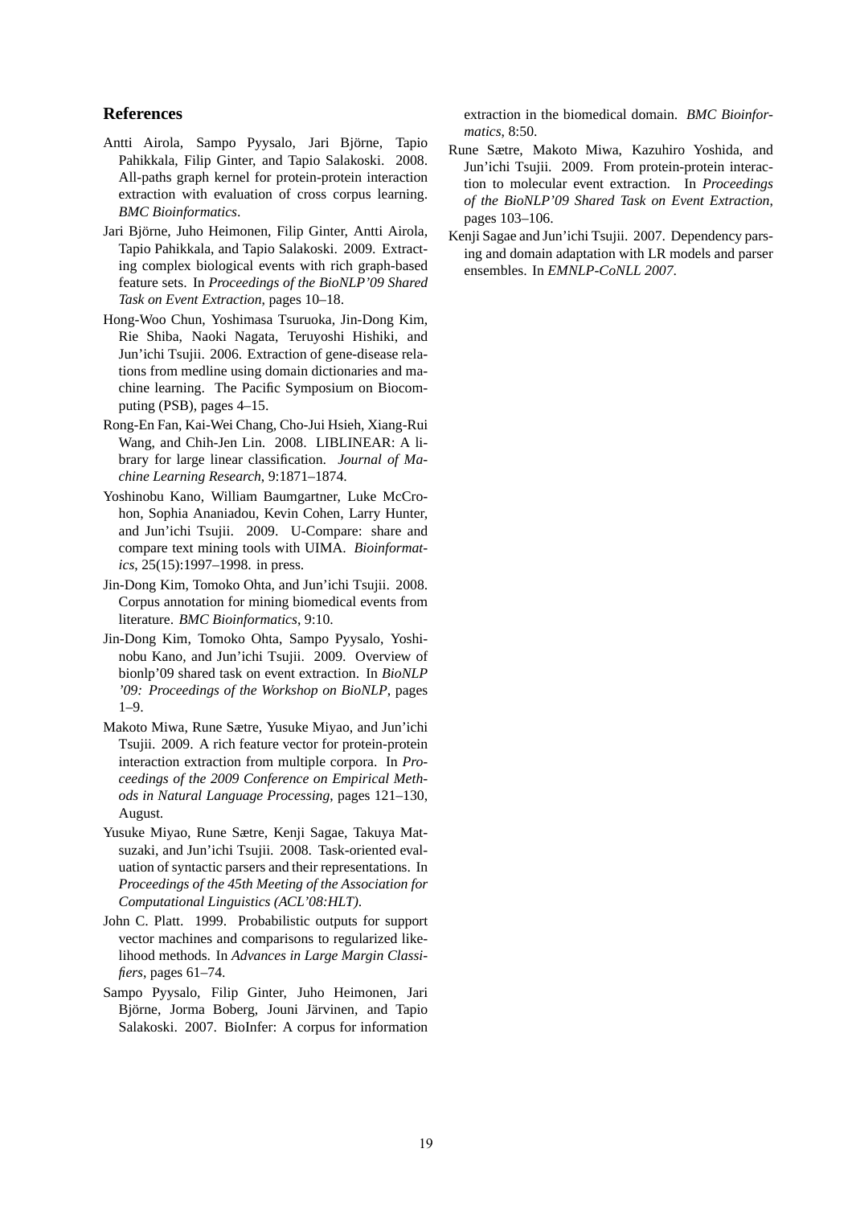## References

Antti Airola, Sampo Pyysalo, Jari Björne, Tapio Pahikkala, Filip Ginter, and Tapio Salakoski. 2008. All-paths graph kernel for protein-protein interaction extraction with evaluation of cross corpus learning. *BMC Bioinformatics*.

Jari Björne, Juho Heimonen, Filip Ginter, Antti Airola, Tapio Pahikkala, and Tapio Salakoski. 2009. Extracting complex biological events with rich graph-based feature sets. In *Proceedings of the BioNLP'09 Shared Task on Event Extraction*, pages 10–18.

Hong-Woo Chun, Yoshimasa Tsuruoka, Jin-Dong Kim, Rie Shiba, Naoki Nagata, Teruyoshi Hishiki, and Jun'ichi Tsujii. 2006. Extraction of gene-disease relations from medline using domain dictionaries and machine learning. The Pacific Symposium on Biocomputing (PSB), pages 4–15.

Rong-En Fan, Kai-Wei Chang, Cho-Jui Hsieh, Xiang-Rui Wang, and Chih-Jen Lin. 2008. LIBLINEAR: A library for large linear classification. *Journal of Machine Learning Research*, 9:1871–1874.

Yoshinobu Kano, William Baumgartner, Luke McCrohon, Sophia Ananiadou, Kevin Cohen, Larry Hunter, and Jun'ichi Tsujii. 2009. U-Compare: share and compare text mining tools with UIMA. *Bioinformatics*, 25(15):1997–1998. in press.

Jin-Dong Kim, Tomoko Ohta, and Jun'ichi Tsujii. 2008. Corpus annotation for mining biomedical events from literature. *BMC Bioinformatics*, 9:10.

Jin-Dong Kim, Tomoko Ohta, Sampo Pyysalo, Yoshinobu Kano, and Jun'ichi Tsujii. 2009. Overview of bionlp'09 shared task on event extraction. In *BioNLP '09: Proceedings of the Workshop on BioNLP*, pages 1–9.

Makoto Miwa, Rune Sætre, Yusuke Miyao, and Jun'ichi Tsujii. 2009. A rich feature vector for protein-protein interaction extraction from multiple corpora. In *Proceedings of the 2009 Conference on Empirical Methods in Natural Language Processing*, pages 121–130, August.

Yusuke Miyao, Rune Sætre, Kenji Sagae, Takuya Matsuzaki, and Jun'ichi Tsujii. 2008. Task-oriented evaluation of syntactic parsers and their representations. In *Proceedings of the 45th Meeting of the Association for Computational Linguistics (ACL'08:HLT)*.

John C. Platt. 1999. Probabilistic outputs for support vector machines and comparisons to regularized likelihood methods. In *Advances in Large Margin Classifiers*, pages 61–74.

Sampo Pyysalo, Filip Ginter, Juho Heimonen, Jari Björne, Jorma Boberg, Jouni Järvinen, and Tapio Salakoski. 2007. BioInfer: A corpus for information extraction in the biomedical domain. *BMC Bioinformatics*, 8:50.

Rune Sætre, Makoto Miwa, Kazuhiro Yoshida, and Jun'ichi Tsujii. 2009. From protein-protein interaction to molecular event extraction. In *Proceedings of the BioNLP'09 Shared Task on Event Extraction*, pages 103–106.

Kenji Sagae and Jun'ichi Tsujii. 2007. Dependency parsing and domain adaptation with LR models and parser ensembles. In *EMNLP-CoNLL 2007*.